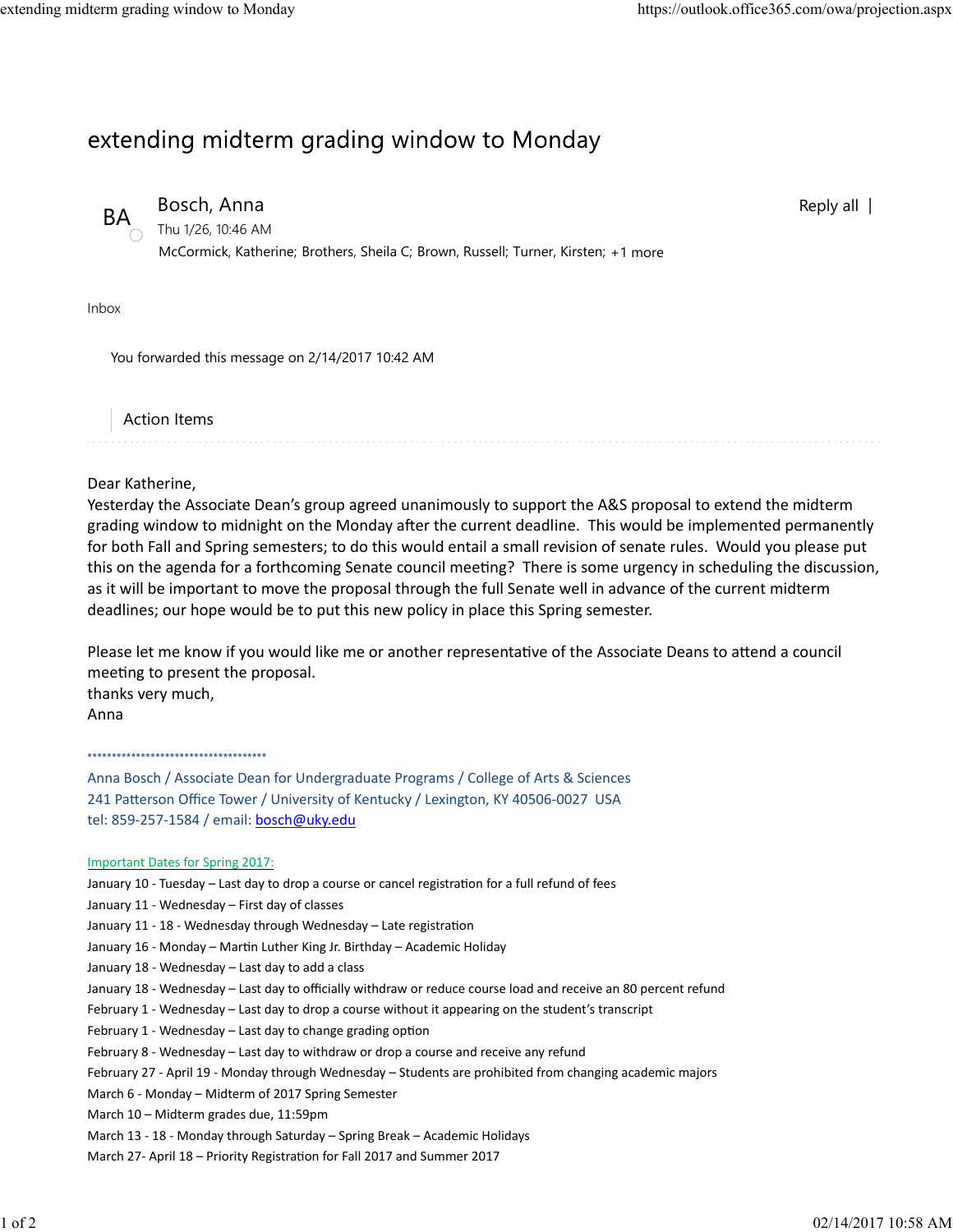# extending midterm grading window to Monday

BA **Bosch, Anna**
Thu 1/26, 10:46 AM
McCormick, Katherine; Brothers, Sheila C; Brown, Russell; Turner, Kirsten; +1 more

Reply all |

Inbox

You forwarded this message on 2/14/2017 10:42 AM

Action Items

---

Dear Katherine,
Yesterday the Associate Dean's group agreed unanimously to support the A&S proposal to extend the midterm grading window to midnight on the Monday after the current deadline. This would be implemented permanently for both Fall and Spring semesters; to do this would entail a small revision of senate rules. Would you please put this on the agenda for a forthcoming Senate council meeting? There is some urgency in scheduling the discussion, as it will be important to move the proposal through the full Senate well in advance of the current midterm deadlines; our hope would be to put this new policy in place this Spring semester.

Please let me know if you would like me or another representative of the Associate Deans to attend a council meeting to present the proposal.
thanks very much,
Anna

*************************************
Anna Bosch / Associate Dean for Undergraduate Programs / College of Arts & Sciences
241 Patterson Office Tower / University of Kentucky / Lexington, KY 40506-0027 USA
tel: 859-257-1584 / email: bosch@uky.edu

Important Dates for Spring 2017:
January 10 - Tuesday – Last day to drop a course or cancel registration for a full refund of fees
January 11 - Wednesday – First day of classes
January 11 - 18 - Wednesday through Wednesday – Late registration
January 16 - Monday – Martin Luther King Jr. Birthday – Academic Holiday
January 18 - Wednesday – Last day to add a class
January 18 - Wednesday – Last day to officially withdraw or reduce course load and receive an 80 percent refund
February 1 - Wednesday – Last day to drop a course without it appearing on the student's transcript
February 1 - Wednesday – Last day to change grading option
February 8 - Wednesday – Last day to withdraw or drop a course and receive any refund
February 27 - April 19 - Monday through Wednesday – Students are prohibited from changing academic majors
March 6 - Monday – Midterm of 2017 Spring Semester
March 10 – Midterm grades due, 11:59pm
March 13 - 18 - Monday through Saturday – Spring Break – Academic Holidays
March 27- April 18 – Priority Registration for Fall 2017 and Summer 2017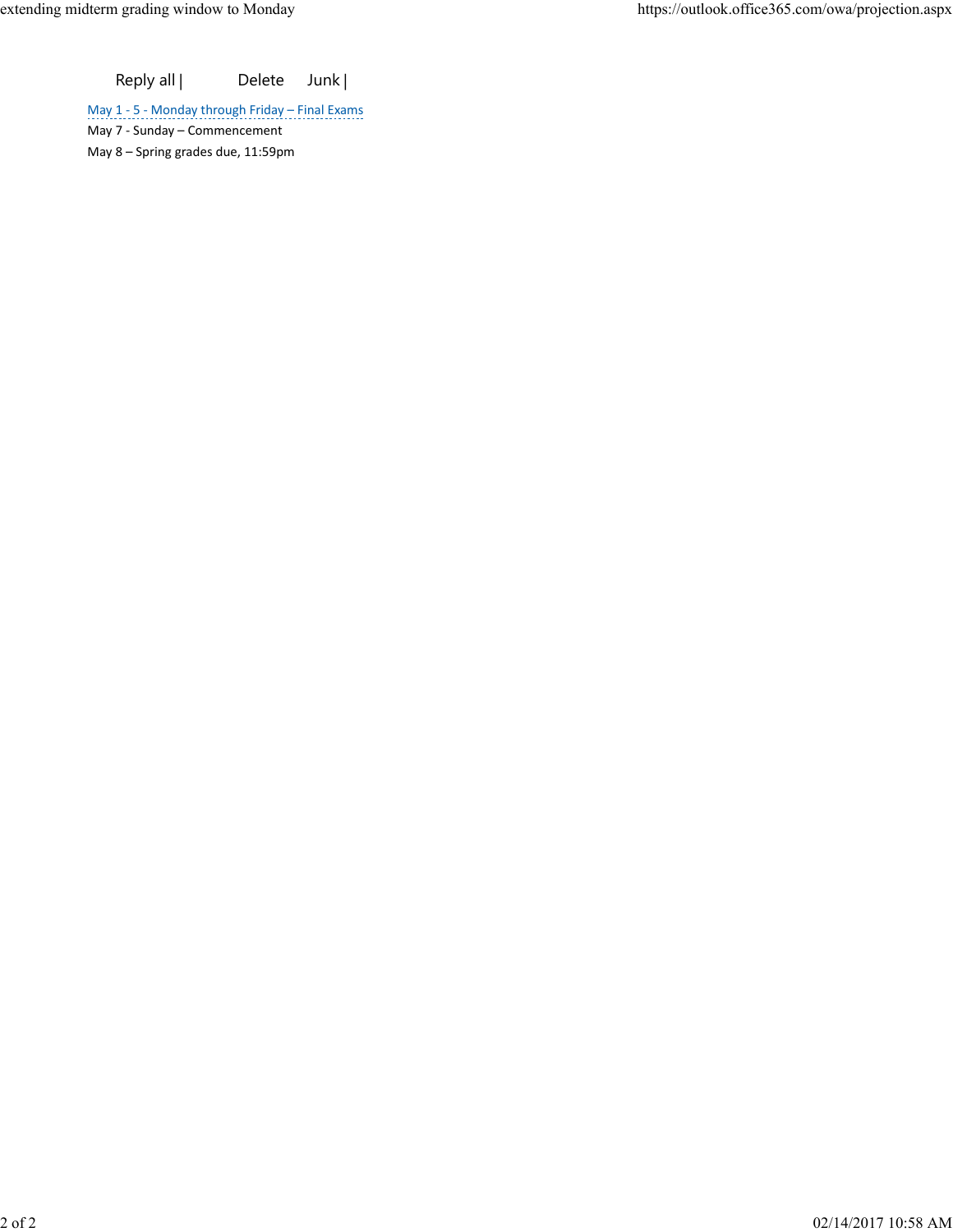Reply all | Delete Junk |

May 1 - 5 - Monday through Friday – Final Exams

May 7 - Sunday – Commencement

May 8 – Spring grades due, 11:59pm